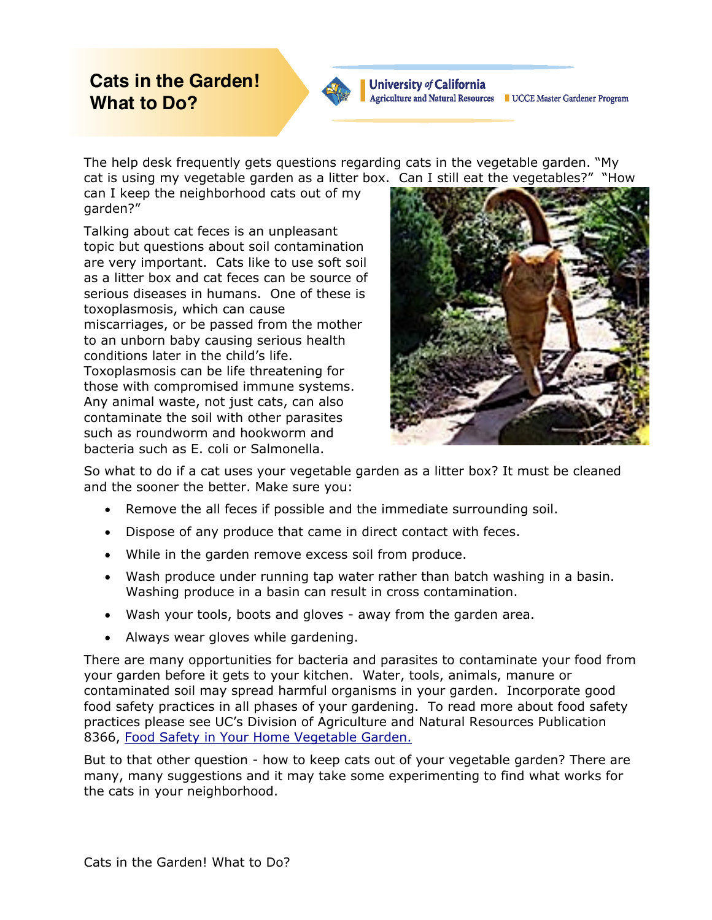# Cats in the Garden! What to Do?

University *of* California
Agriculture and Natural Resources | UCCE Master Gardener Program

The help desk frequently gets questions regarding cats in the vegetable garden. "My cat is using my vegetable garden as a litter box. Can I still eat the vegetables?" "How can I keep the neighborhood cats out of my garden?"

Talking about cat feces is an unpleasant topic but questions about soil contamination are very important. Cats like to use soft soil as a litter box and cat feces can be source of serious diseases in humans. One of these is toxoplasmosis, which can cause miscarriages, or be passed from the mother to an unborn baby causing serious health conditions later in the child's life. Toxoplasmosis can be life threatening for those with compromised immune systems. Any animal waste, not just cats, can also contaminate the soil with other parasites such as roundworm and hookworm and bacteria such as E. coli or Salmonella.

So what to do if a cat uses your vegetable garden as a litter box? It must be cleaned and the sooner the better. Make sure you:

- Remove the all feces if possible and the immediate surrounding soil.
- Dispose of any produce that came in direct contact with feces.
- While in the garden remove excess soil from produce.
- Wash produce under running tap water rather than batch washing in a basin. Washing produce in a basin can result in cross contamination.
- Wash your tools, boots and gloves - away from the garden area.
- Always wear gloves while gardening.

There are many opportunities for bacteria and parasites to contaminate your food from your garden before it gets to your kitchen. Water, tools, animals, manure or contaminated soil may spread harmful organisms in your garden. Incorporate good food safety practices in all phases of your gardening. To read more about food safety practices please see UC's Division of Agriculture and Natural Resources Publication 8366, [Food Safety in Your Home Vegetable Garden.]

But to that other question - how to keep cats out of your vegetable garden? There are many, many suggestions and it may take some experimenting to find what works for the cats in your neighborhood.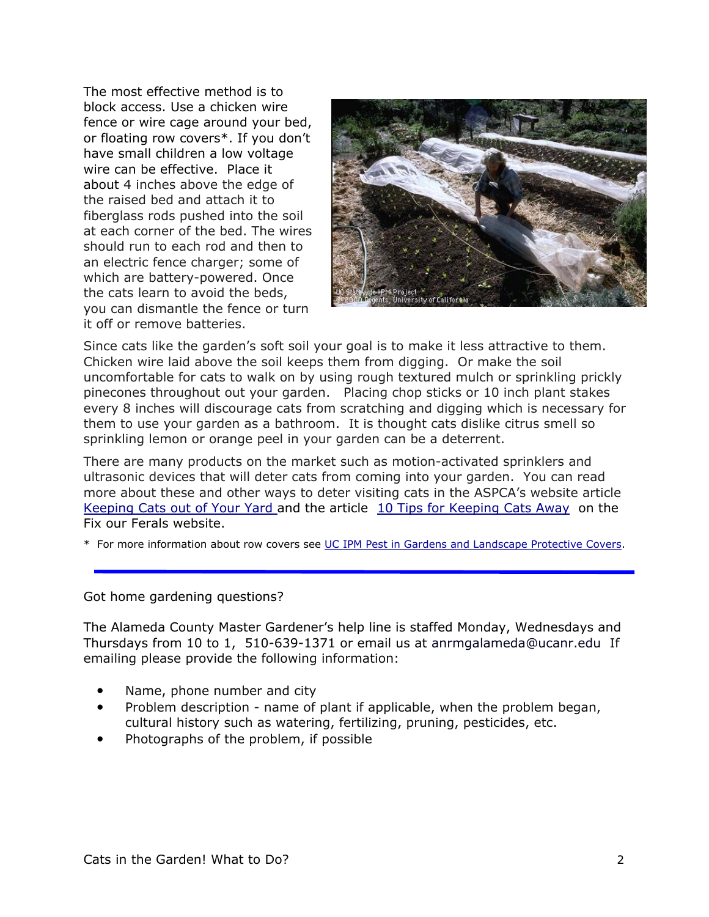The most effective method is to block access. Use a chicken wire fence or wire cage around your bed, or floating row covers*. If you don't have small children a low voltage wire can be effective. Place it about 4 inches above the edge of the raised bed and attach it to fiberglass rods pushed into the soil at each corner of the bed. The wires should run to each rod and then to an electric fence charger; some of which are battery-powered. Once the cats learn to avoid the beds, you can dismantle the fence or turn it off or remove batteries.

Since cats like the garden's soft soil your goal is to make it less attractive to them. Chicken wire laid above the soil keeps them from digging. Or make the soil uncomfortable for cats to walk on by using rough textured mulch or sprinkling prickly pinecones throughout out your garden. Placing chop sticks or 10 inch plant stakes every 8 inches will discourage cats from scratching and digging which is necessary for them to use your garden as a bathroom. It is thought cats dislike citrus smell so sprinkling lemon or orange peel in your garden can be a deterrent.

There are many products on the market such as motion-activated sprinklers and ultrasonic devices that will deter cats from coming into your garden. You can read more about these and other ways to deter visiting cats in the ASPCA's website article [Keeping Cats out of Your Yard] and the article [10 Tips for Keeping Cats Away] on the Fix our Ferals website.

* For more information about row covers see [UC IPM Pest in Gardens and Landscape Protective Covers].

---

Got home gardening questions?

The Alameda County Master Gardener's help line is staffed Monday, Wednesdays and Thursdays from 10 to 1, 510-639-1371 or email us at anrmgalameda@ucanr.edu If emailing please provide the following information:

- Name, phone number and city
- Problem description - name of plant if applicable, when the problem began, cultural history such as watering, fertilizing, pruning, pesticides, etc.
- Photographs of the problem, if possible